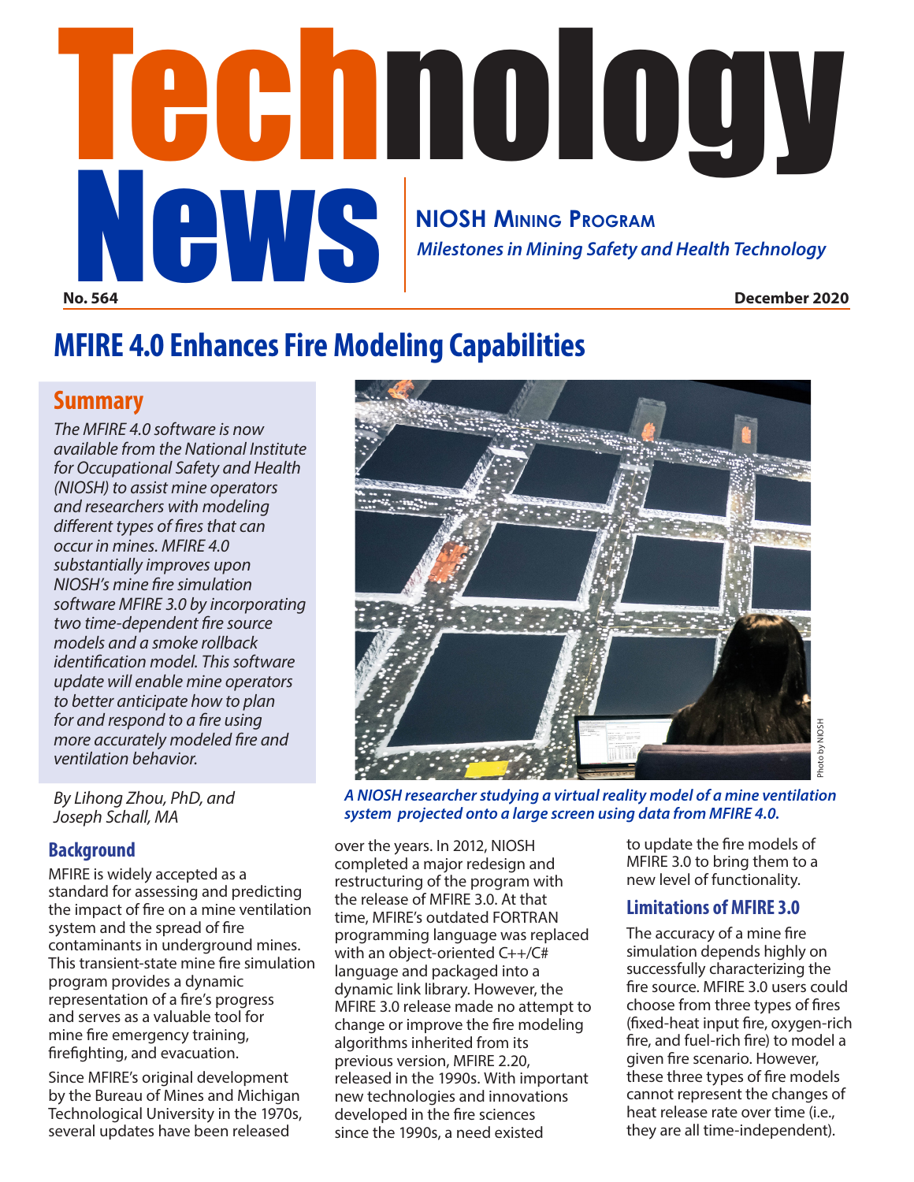# Technology News

**NIOSH Mining Program**

*Milestones in Mining Safety and Health Technology*

**No. 564** **December 2020**

## MFIRE 4.0 Enhances Fire Modeling Capabilities

### Summary

*The MFIRE 4.0 software is now available from the National Institute for Occupational Safety and Health (NIOSH) to assist mine operators and researchers with modeling different types of fires that can occur in mines. MFIRE 4.0 substantially improves upon NIOSH's mine fire simulation software MFIRE 3.0 by incorporating two time-dependent fire source models and a smoke rollback identification model. This software update will enable mine operators to better anticipate how to plan for and respond to a fire using more accurately modeled fire and ventilation behavior.*

*By Lihong Zhou, PhD, and Joseph Schall, MA*

Photo by NIOSH

***A NIOSH researcher studying a virtual reality model of a mine ventilation system projected onto a large screen using data from MFIRE 4.0.***

### Background

MFIRE is widely accepted as a standard for assessing and predicting the impact of fire on a mine ventilation system and the spread of fire contaminants in underground mines. This transient-state mine fire simulation program provides a dynamic representation of a fire's progress and serves as a valuable tool for mine fire emergency training, firefighting, and evacuation.

Since MFIRE's original development by the Bureau of Mines and Michigan Technological University in the 1970s, several updates have been released over the years. In 2012, NIOSH completed a major redesign and restructuring of the program with the release of MFIRE 3.0. At that time, MFIRE's outdated FORTRAN programming language was replaced with an object-oriented C++/C# language and packaged into a dynamic link library. However, the MFIRE 3.0 release made no attempt to change or improve the fire modeling algorithms inherited from its previous version, MFIRE 2.20, released in the 1990s. With important new technologies and innovations developed in the fire sciences since the 1990s, a need existed to update the fire models of MFIRE 3.0 to bring them to a new level of functionality.

### Limitations of MFIRE 3.0

The accuracy of a mine fire simulation depends highly on successfully characterizing the fire source. MFIRE 3.0 users could choose from three types of fires (fixed-heat input fire, oxygen-rich fire, and fuel-rich fire) to model a given fire scenario. However, these three types of fire models cannot represent the changes of heat release rate over time (i.e., they are all time-independent).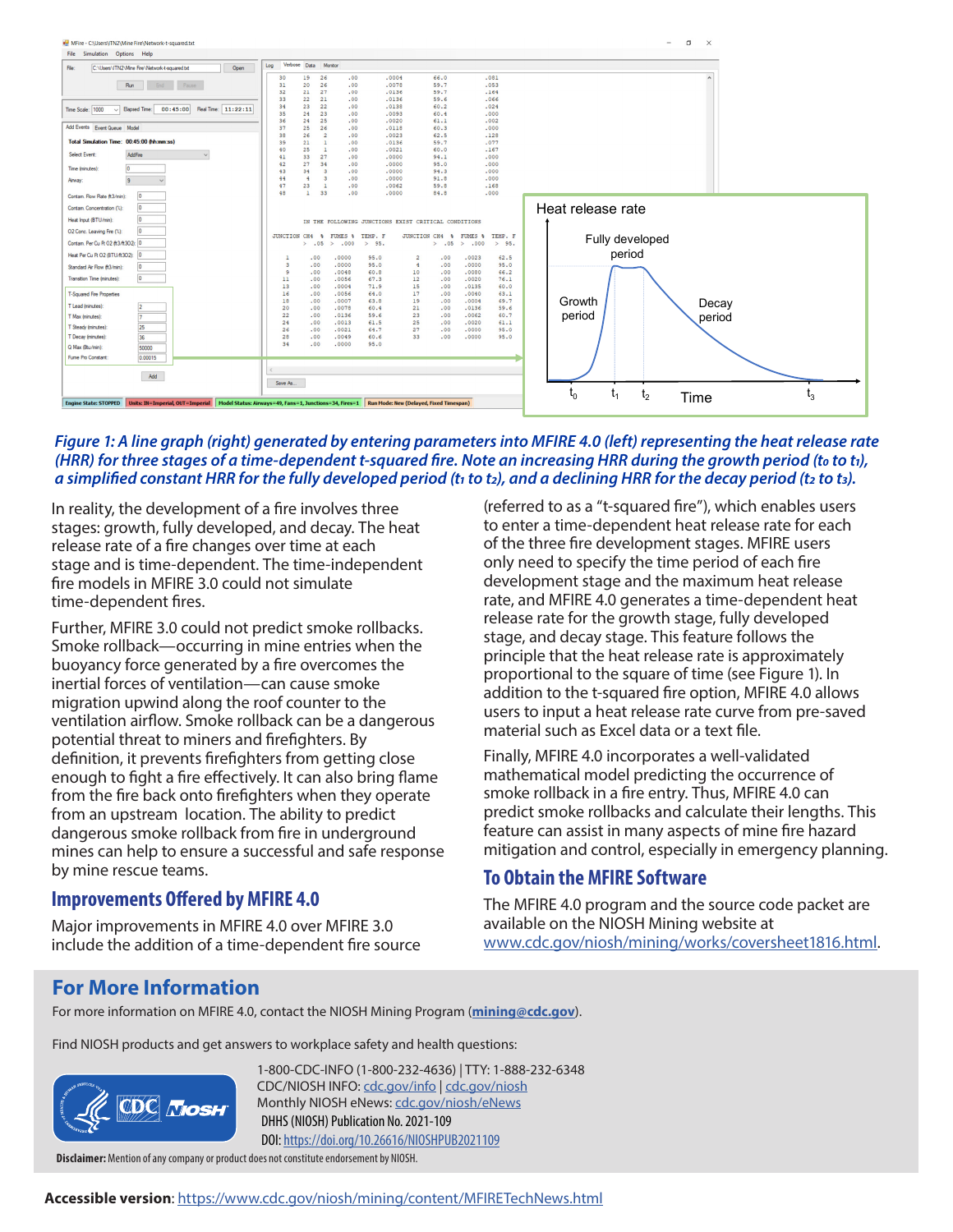Heat release rate

Fully developed period

Growth period

Decay period

$t_0$ $t_1$ $t_2$ Time $t_3$

*Figure 1: A line graph (right) generated by entering parameters into MFIRE 4.0 (left) representing the heat release rate (HRR) for three stages of a time-dependent t-squared fire. Note an increasing HRR during the growth period ($t_0$ to $t_1$), a simplified constant HRR for the fully developed period ($t_1$ to $t_2$), and a declining HRR for the decay period ($t_2$ to $t_3$).*

In reality, the development of a fire involves three stages: growth, fully developed, and decay. The heat release rate of a fire changes over time at each stage and is time-dependent. The time-independent fire models in MFIRE 3.0 could not simulate time-dependent fires.

Further, MFIRE 3.0 could not predict smoke rollbacks. Smoke rollback—occurring in mine entries when the buoyancy force generated by a fire overcomes the inertial forces of ventilation—can cause smoke migration upwind along the roof counter to the ventilation airflow. Smoke rollback can be a dangerous potential threat to miners and firefighters. By definition, it prevents firefighters from getting close enough to fight a fire effectively. It can also bring flame from the fire back onto firefighters when they operate from an upstream location. The ability to predict dangerous smoke rollback from fire in underground mines can help to ensure a successful and safe response by mine rescue teams.

## Improvements Offered by MFIRE 4.0

Major improvements in MFIRE 4.0 over MFIRE 3.0 include the addition of a time-dependent fire source (referred to as a "t-squared fire"), which enables users to enter a time-dependent heat release rate for each of the three fire development stages. MFIRE users only need to specify the time period of each fire development stage and the maximum heat release rate, and MFIRE 4.0 generates a time-dependent heat release rate for the growth stage, fully developed stage, and decay stage. This feature follows the principle that the heat release rate is approximately proportional to the square of time (see Figure 1). In addition to the t-squared fire option, MFIRE 4.0 allows users to input a heat release rate curve from pre-saved material such as Excel data or a text file.

Finally, MFIRE 4.0 incorporates a well-validated mathematical model predicting the occurrence of smoke rollback in a fire entry. Thus, MFIRE 4.0 can predict smoke rollbacks and calculate their lengths. This feature can assist in many aspects of mine fire hazard mitigation and control, especially in emergency planning.

## To Obtain the MFIRE Software

The MFIRE 4.0 program and the source code packet are available on the NIOSH Mining website at www.cdc.gov/niosh/mining/works/coversheet1816.html.

## For More Information

For more information on MFIRE 4.0, contact the NIOSH Mining Program (**mining@cdc.gov**).

Find NIOSH products and get answers to workplace safety and health questions:

1-800-CDC-INFO (1-800-232-4636) | TTY: 1-888-232-6348
CDC/NIOSH INFO: cdc.gov/info | cdc.gov/niosh
Monthly NIOSH eNews: cdc.gov/niosh/eNews
DHHS (NIOSH) Publication No. 2021-109
DOI: https://doi.org/10.26616/NIOSHPUB2021109

**Disclaimer:** Mention of any company or product does not constitute endorsement by NIOSH.

**Accessible version**: https://www.cdc.gov/niosh/mining/content/MFIRETechNews.html